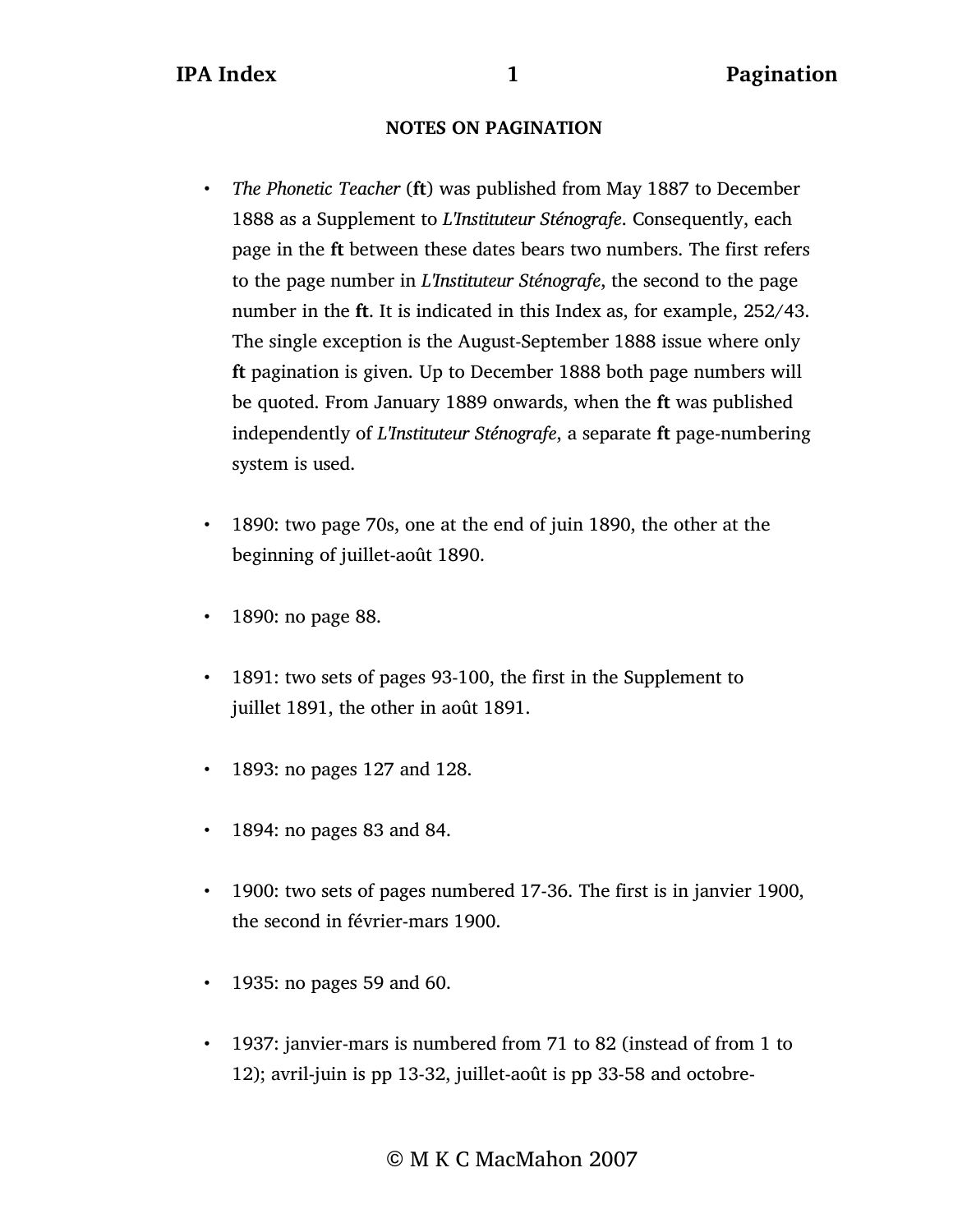## NOTES ON PAGINATION

- *The Phonetic Teacher* (**ft**) was published from May 1887 to December 1888 as a Supplement to *L'Instituteur Sténografe*. Consequently, each page in the **ft** between these dates bears two numbers. The first refers to the page number in *L'Instituteur Sténografe*, the second to the page number in the **ft**. It is indicated in this Index as, for example, 252/43. The single exception is the August-September 1888 issue where only **ft** pagination is given. Up to December 1888 both page numbers will be quoted. From January 1889 onwards, when the **ft** was published independently of *L'Instituteur Sténografe*, a separate **ft** page-numbering system is used.

- 1890: two page 70s, one at the end of juin 1890, the other at the beginning of juillet-août 1890.

- 1890: no page 88.

- 1891: two sets of pages 93-100, the first in the Supplement to juillet 1891, the other in août 1891.

- 1893: no pages 127 and 128.

- 1894: no pages 83 and 84.

- 1900: two sets of pages numbered 17-36. The first is in janvier 1900, the second in février-mars 1900.

- 1935: no pages 59 and 60.

- 1937: janvier-mars is numbered from 71 to 82 (instead of from 1 to 12); avril-juin is pp 13-32, juillet-août is pp 33-58 and octobre-

© M K C MacMahon 2007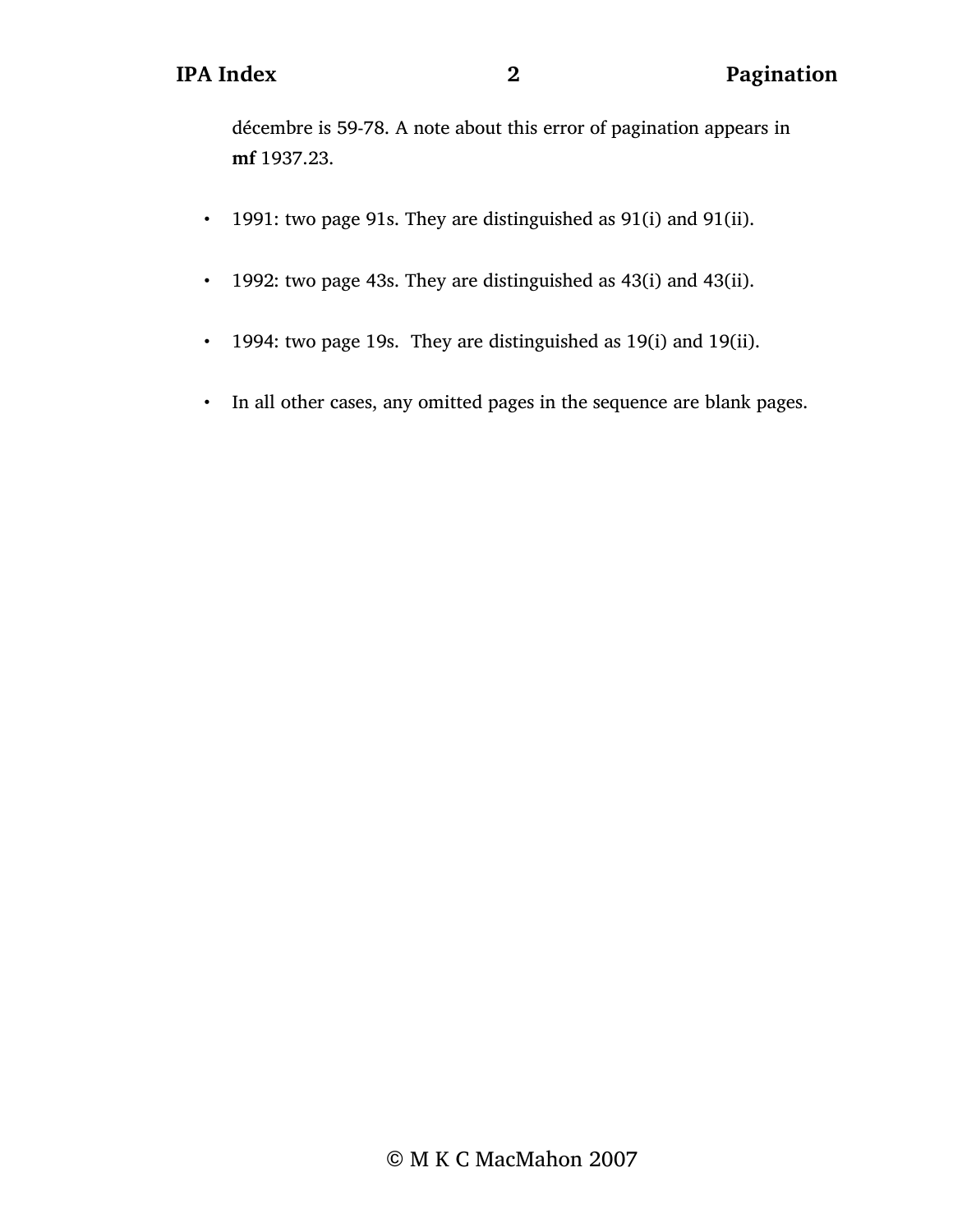décembre is 59-78. A note about this error of pagination appears in **mf** 1937.23.

- 1991: two page 91s. They are distinguished as 91(i) and 91(ii).

- 1992: two page 43s. They are distinguished as 43(i) and 43(ii).

- 1994: two page 19s.  They are distinguished as 19(i) and 19(ii).

- In all other cases, any omitted pages in the sequence are blank pages.

© M K C MacMahon 2007